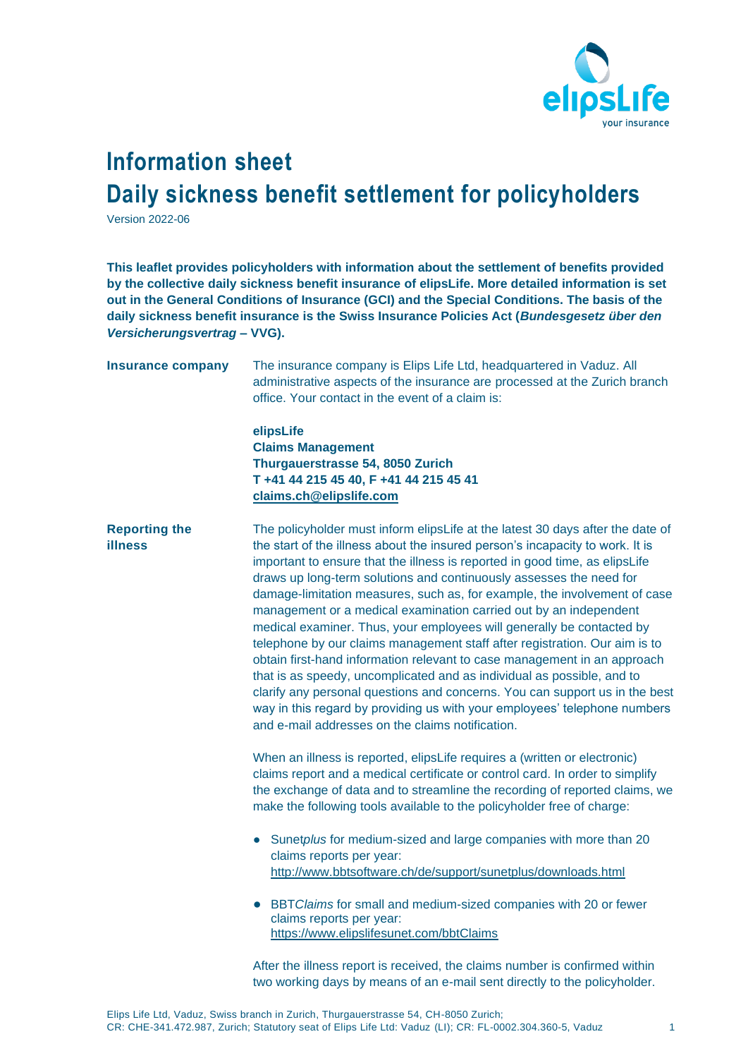# Information sheet
# Daily sickness benefit settlement for policyholders

Version 2022-06

**This leaflet provides policyholders with information about the settlement of benefits provided by the collective daily sickness benefit insurance of elipsLife. More detailed information is set out in the General Conditions of Insurance (GCI) and the Special Conditions. The basis of the daily sickness benefit insurance is the Swiss Insurance Policies Act (*Bundesgesetz über den Versicherungsvertrag* – VVG).**

**Insurance company**

The insurance company is Elips Life Ltd, headquartered in Vaduz. All administrative aspects of the insurance are processed at the Zurich branch office. Your contact in the event of a claim is:

**elipsLife**
**Claims Management**
**Thurgauerstrasse 54, 8050 Zurich**
**T +41 44 215 45 40, F +41 44 215 45 41**
**claims.ch@elipslife.com**

**Reporting the illness**

The policyholder must inform elipsLife at the latest 30 days after the date of the start of the illness about the insured person's incapacity to work. It is important to ensure that the illness is reported in good time, as elipsLife draws up long-term solutions and continuously assesses the need for damage-limitation measures, such as, for example, the involvement of case management or a medical examination carried out by an independent medical examiner. Thus, your employees will generally be contacted by telephone by our claims management staff after registration. Our aim is to obtain first-hand information relevant to case management in an approach that is as speedy, uncomplicated and as individual as possible, and to clarify any personal questions and concerns. You can support us in the best way in this regard by providing us with your employees' telephone numbers and e-mail addresses on the claims notification.

When an illness is reported, elipsLife requires a (written or electronic) claims report and a medical certificate or control card. In order to simplify the exchange of data and to streamline the recording of reported claims, we make the following tools available to the policyholder free of charge:

- Sunet*plus* for medium-sized and large companies with more than 20 claims reports per year:
  http://www.bbtsoftware.ch/de/support/sunetplus/downloads.html
- BBT*Claims* for small and medium-sized companies with 20 or fewer claims reports per year:
  https://www.elipslifesunet.com/bbtClaims

After the illness report is received, the claims number is confirmed within two working days by means of an e-mail sent directly to the policyholder.

Elips Life Ltd, Vaduz, Swiss branch in Zurich, Thurgauerstrasse 54, CH-8050 Zurich;
CR: CHE-341.472.987, Zurich; Statutory seat of Elips Life Ltd: Vaduz (LI); CR: FL-0002.304.360-5, Vaduz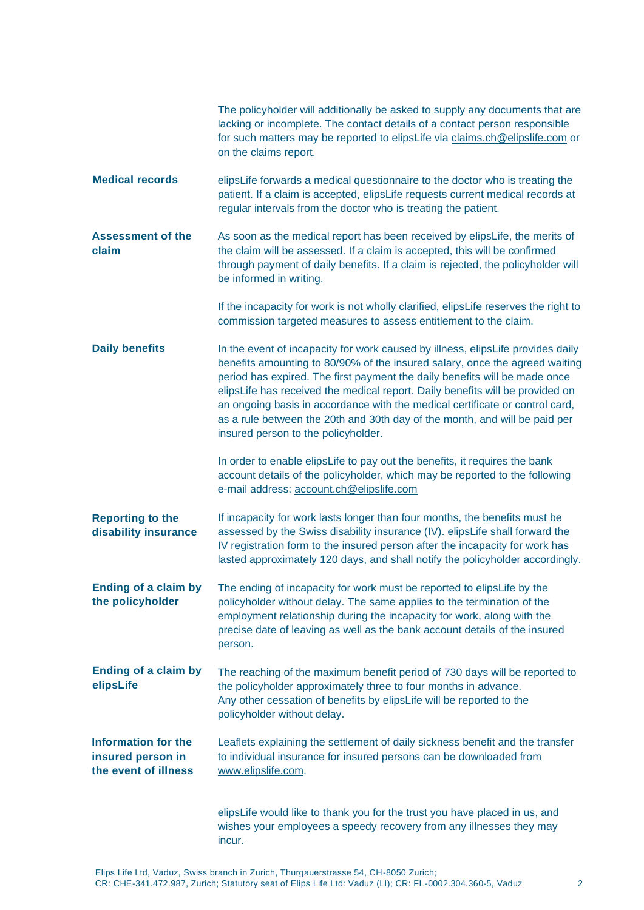The policyholder will additionally be asked to supply any documents that are lacking or incomplete. The contact details of a contact person responsible for such matters may be reported to elipsLife via claims.ch@elipslife.com or on the claims report.

**Medical records**

elipsLife forwards a medical questionnaire to the doctor who is treating the patient. If a claim is accepted, elipsLife requests current medical records at regular intervals from the doctor who is treating the patient.

**Assessment of the claim**

As soon as the medical report has been received by elipsLife, the merits of the claim will be assessed. If a claim is accepted, this will be confirmed through payment of daily benefits. If a claim is rejected, the policyholder will be informed in writing.

If the incapacity for work is not wholly clarified, elipsLife reserves the right to commission targeted measures to assess entitlement to the claim.

**Daily benefits**

In the event of incapacity for work caused by illness, elipsLife provides daily benefits amounting to 80/90% of the insured salary, once the agreed waiting period has expired. The first payment the daily benefits will be made once elipsLife has received the medical report. Daily benefits will be provided on an ongoing basis in accordance with the medical certificate or control card, as a rule between the 20th and 30th day of the month, and will be paid per insured person to the policyholder.

In order to enable elipsLife to pay out the benefits, it requires the bank account details of the policyholder, which may be reported to the following e-mail address: account.ch@elipslife.com

**Reporting to the disability insurance**

If incapacity for work lasts longer than four months, the benefits must be assessed by the Swiss disability insurance (IV). elipsLife shall forward the IV registration form to the insured person after the incapacity for work has lasted approximately 120 days, and shall notify the policyholder accordingly.

**Ending of a claim by the policyholder**

The ending of incapacity for work must be reported to elipsLife by the policyholder without delay. The same applies to the termination of the employment relationship during the incapacity for work, along with the precise date of leaving as well as the bank account details of the insured person.

**Ending of a claim by elipsLife**

The reaching of the maximum benefit period of 730 days will be reported to the policyholder approximately three to four months in advance.
Any other cessation of benefits by elipsLife will be reported to the policyholder without delay.

**Information for the insured person in the event of illness**

Leaflets explaining the settlement of daily sickness benefit and the transfer to individual insurance for insured persons can be downloaded from www.elipslife.com.

elipsLife would like to thank you for the trust you have placed in us, and wishes your employees a speedy recovery from any illnesses they may incur.

Elips Life Ltd, Vaduz, Swiss branch in Zurich, Thurgauerstrasse 54, CH-8050 Zurich;
CR: CHE-341.472.987, Zurich; Statutory seat of Elips Life Ltd: Vaduz (LI); CR: FL-0002.304.360-5, Vaduz